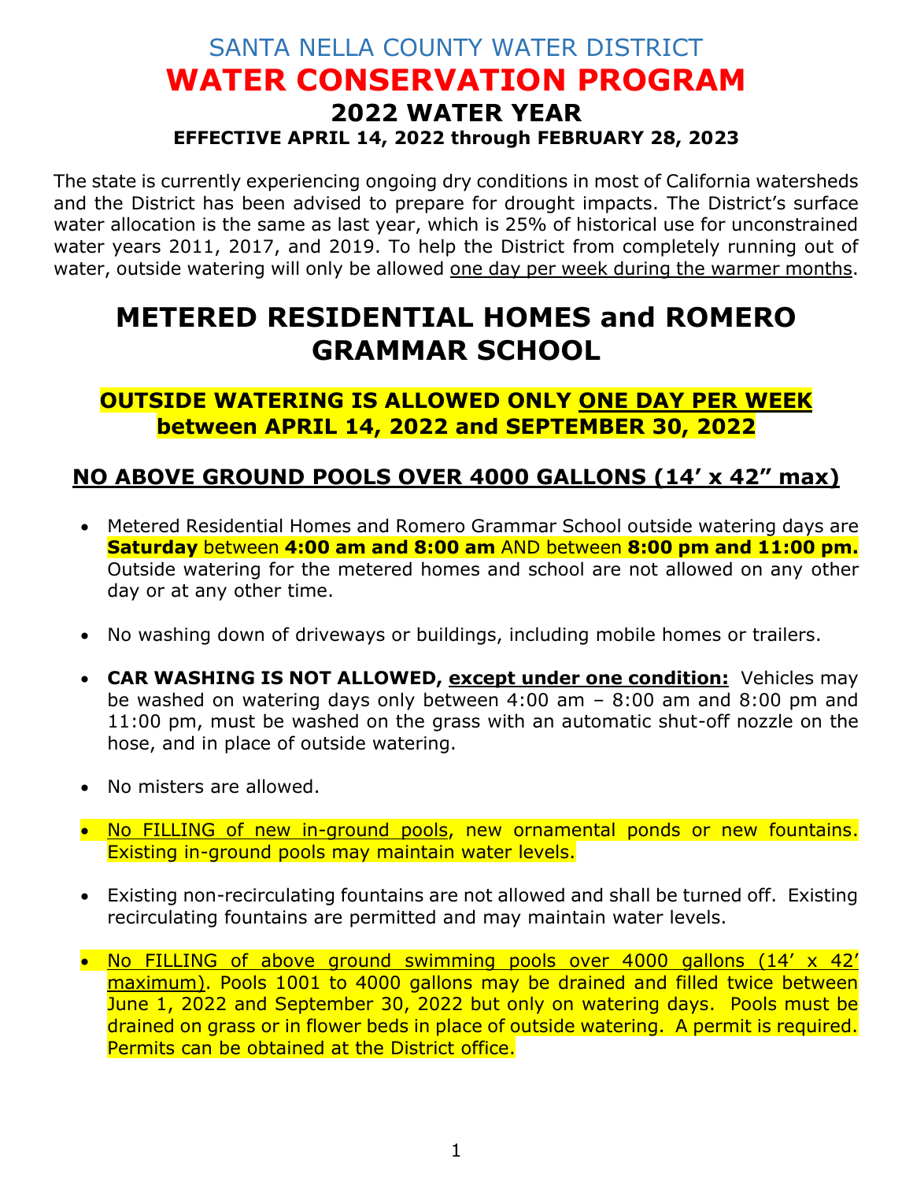# SANTA NELLA COUNTY WATER DISTRICT

# WATER CONSERVATION PROGRAM

## 2022 WATER YEAR

### EFFECTIVE APRIL 14, 2022 through FEBRUARY 28, 2023

The state is currently experiencing ongoing dry conditions in most of California watersheds and the District has been advised to prepare for drought impacts. The District's surface water allocation is the same as last year, which is 25% of historical use for unconstrained water years 2011, 2017, and 2019. To help the District from completely running out of water, outside watering will only be allowed one day per week during the warmer months.

# METERED RESIDENTIAL HOMES and ROMERO GRAMMAR SCHOOL

## OUTSIDE WATERING IS ALLOWED ONLY ONE DAY PER WEEK between APRIL 14, 2022 and SEPTEMBER 30, 2022

## NO ABOVE GROUND POOLS OVER 4000 GALLONS (14' x 42" max)

- Metered Residential Homes and Romero Grammar School outside watering days are **Saturday** between **4:00 am and 8:00 am** AND between **8:00 pm and 11:00 pm.** Outside watering for the metered homes and school are not allowed on any other day or at any other time.
- No washing down of driveways or buildings, including mobile homes or trailers.
- **CAR WASHING IS NOT ALLOWED, except under one condition:** Vehicles may be washed on watering days only between 4:00 am – 8:00 am and 8:00 pm and 11:00 pm, must be washed on the grass with an automatic shut-off nozzle on the hose, and in place of outside watering.
- No misters are allowed.
- No FILLING of new in-ground pools, new ornamental ponds or new fountains. Existing in-ground pools may maintain water levels.
- Existing non-recirculating fountains are not allowed and shall be turned off. Existing recirculating fountains are permitted and may maintain water levels.
- No FILLING of above ground swimming pools over 4000 gallons (14' x 42' maximum). Pools 1001 to 4000 gallons may be drained and filled twice between June 1, 2022 and September 30, 2022 but only on watering days. Pools must be drained on grass or in flower beds in place of outside watering. A permit is required. Permits can be obtained at the District office.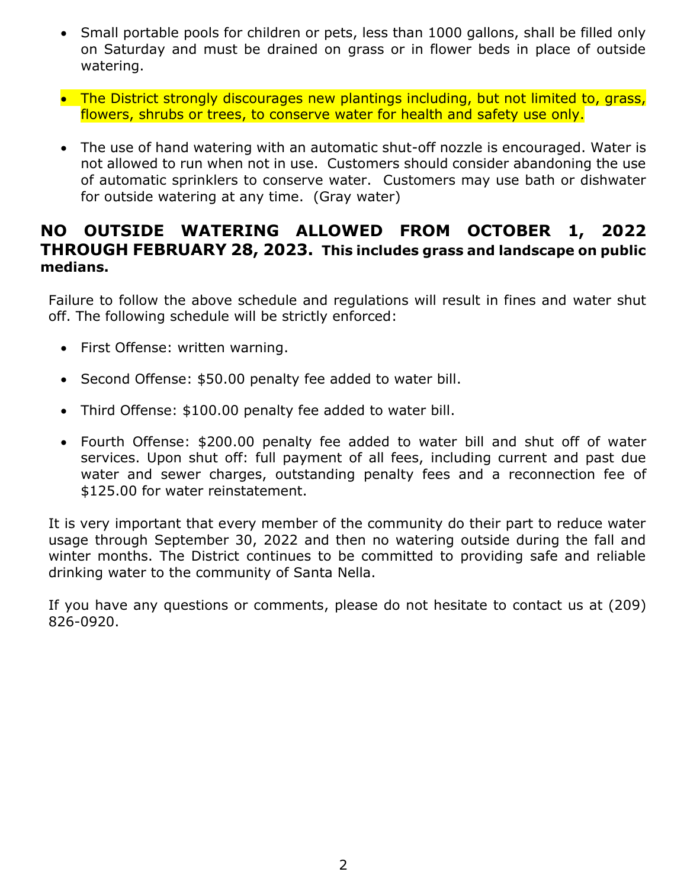- Small portable pools for children or pets, less than 1000 gallons, shall be filled only on Saturday and must be drained on grass or in flower beds in place of outside watering.

- The District strongly discourages new plantings including, but not limited to, grass, flowers, shrubs or trees, to conserve water for health and safety use only.

- The use of hand watering with an automatic shut-off nozzle is encouraged. Water is not allowed to run when not in use. Customers should consider abandoning the use of automatic sprinklers to conserve water. Customers may use bath or dishwater for outside watering at any time. (Gray water)

**NO OUTSIDE WATERING ALLOWED FROM OCTOBER 1, 2022 THROUGH FEBRUARY 28, 2023. This includes grass and landscape on public medians.**

Failure to follow the above schedule and regulations will result in fines and water shut off. The following schedule will be strictly enforced:

- First Offense: written warning.

- Second Offense: $50.00 penalty fee added to water bill.

- Third Offense: $100.00 penalty fee added to water bill.

- Fourth Offense: $200.00 penalty fee added to water bill and shut off of water services. Upon shut off: full payment of all fees, including current and past due water and sewer charges, outstanding penalty fees and a reconnection fee of $125.00 for water reinstatement.

It is very important that every member of the community do their part to reduce water usage through September 30, 2022 and then no watering outside during the fall and winter months. The District continues to be committed to providing safe and reliable drinking water to the community of Santa Nella.

If you have any questions or comments, please do not hesitate to contact us at (209) 826-0920.